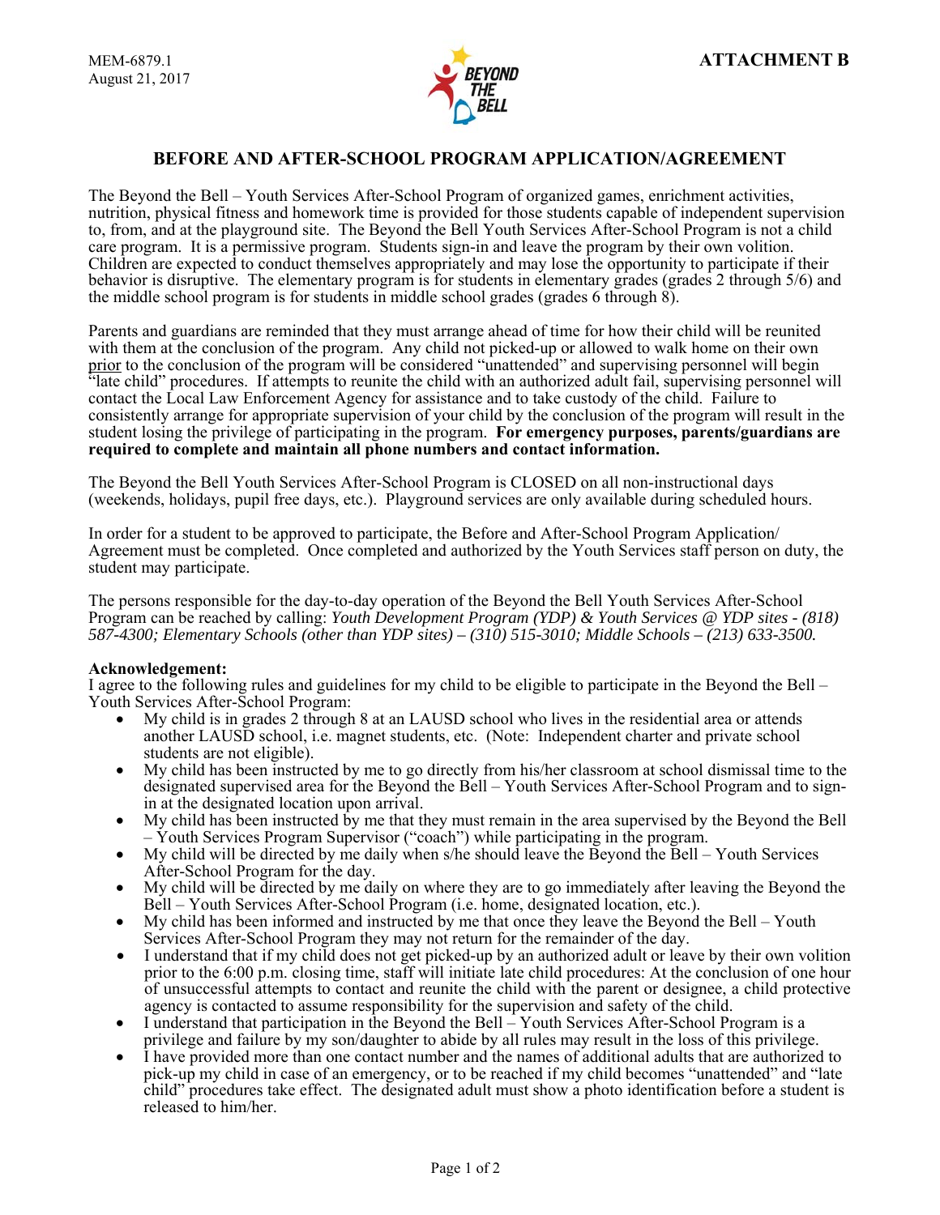MEM-6879.1
August 21, 2017

**ATTACHMENT B**

# BEFORE AND AFTER-SCHOOL PROGRAM APPLICATION/AGREEMENT

The Beyond the Bell – Youth Services After-School Program of organized games, enrichment activities, nutrition, physical fitness and homework time is provided for those students capable of independent supervision to, from, and at the playground site. The Beyond the Bell Youth Services After-School Program is not a child care program. It is a permissive program. Students sign-in and leave the program by their own volition. Children are expected to conduct themselves appropriately and may lose the opportunity to participate if their behavior is disruptive. The elementary program is for students in elementary grades (grades 2 through 5/6) and the middle school program is for students in middle school grades (grades 6 through 8).

Parents and guardians are reminded that they must arrange ahead of time for how their child will be reunited with them at the conclusion of the program. Any child not picked-up or allowed to walk home on their own prior to the conclusion of the program will be considered "unattended" and supervising personnel will begin "late child" procedures. If attempts to reunite the child with an authorized adult fail, supervising personnel will contact the Local Law Enforcement Agency for assistance and to take custody of the child. Failure to consistently arrange for appropriate supervision of your child by the conclusion of the program will result in the student losing the privilege of participating in the program. **For emergency purposes, parents/guardians are required to complete and maintain all phone numbers and contact information.**

The Beyond the Bell Youth Services After-School Program is CLOSED on all non-instructional days (weekends, holidays, pupil free days, etc.). Playground services are only available during scheduled hours.

In order for a student to be approved to participate, the Before and After-School Program Application/ Agreement must be completed. Once completed and authorized by the Youth Services staff person on duty, the student may participate.

The persons responsible for the day-to-day operation of the Beyond the Bell Youth Services After-School Program can be reached by calling: *Youth Development Program (YDP) & Youth Services @ YDP sites - (818) 587-4300; Elementary Schools (other than YDP sites) – (310) 515-3010; Middle Schools – (213) 633-3500.*

**Acknowledgement:**
I agree to the following rules and guidelines for my child to be eligible to participate in the Beyond the Bell – Youth Services After-School Program:

- My child is in grades 2 through 8 at an LAUSD school who lives in the residential area or attends another LAUSD school, i.e. magnet students, etc. (Note: Independent charter and private school students are not eligible).
- My child has been instructed by me to go directly from his/her classroom at school dismissal time to the designated supervised area for the Beyond the Bell – Youth Services After-School Program and to sign-in at the designated location upon arrival.
- My child has been instructed by me that they must remain in the area supervised by the Beyond the Bell – Youth Services Program Supervisor ("coach") while participating in the program.
- My child will be directed by me daily when s/he should leave the Beyond the Bell – Youth Services After-School Program for the day.
- My child will be directed by me daily on where they are to go immediately after leaving the Beyond the Bell – Youth Services After-School Program (i.e. home, designated location, etc.).
- My child has been informed and instructed by me that once they leave the Beyond the Bell – Youth Services After-School Program they may not return for the remainder of the day.
- I understand that if my child does not get picked-up by an authorized adult or leave by their own volition prior to the 6:00 p.m. closing time, staff will initiate late child procedures: At the conclusion of one hour of unsuccessful attempts to contact and reunite the child with the parent or designee, a child protective agency is contacted to assume responsibility for the supervision and safety of the child.
- I understand that participation in the Beyond the Bell – Youth Services After-School Program is a privilege and failure by my son/daughter to abide by all rules may result in the loss of this privilege.
- I have provided more than one contact number and the names of additional adults that are authorized to pick-up my child in case of an emergency, or to be reached if my child becomes "unattended" and "late child" procedures take effect. The designated adult must show a photo identification before a student is released to him/her.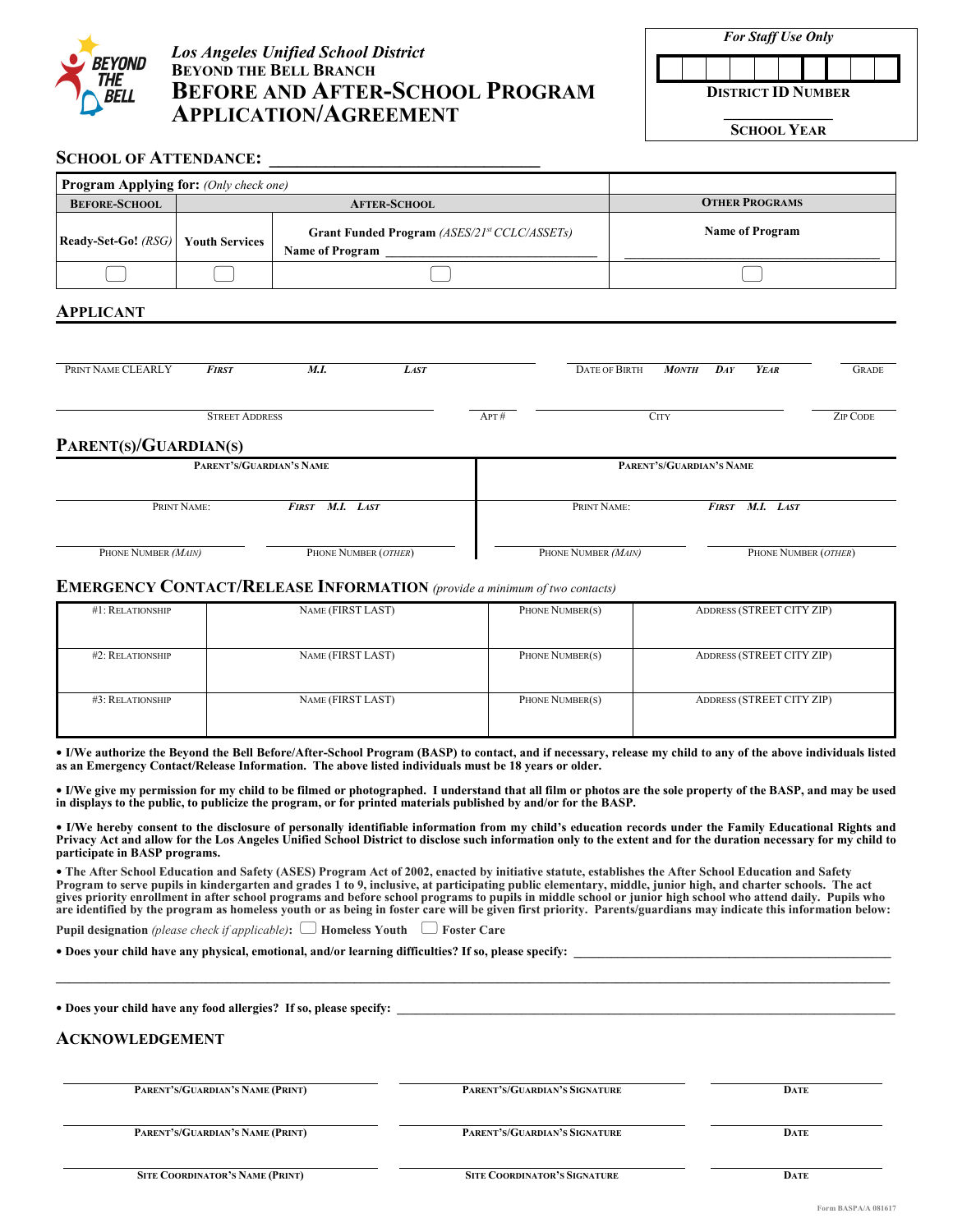*Los Angeles Unified School District*

**BEYOND THE BELL BRANCH**

# BEFORE AND AFTER-SCHOOL PROGRAM APPLICATION/AGREEMENT

| *For Staff Use Only* |
|---|
| |
| DISTRICT ID NUMBER |
| \_\_\_\_\_\_\_\_\_\_ SCHOOL YEAR |

**SCHOOL OF ATTENDANCE:** \_\_\_\_\_\_\_\_\_\_\_\_\_\_\_\_\_\_\_\_\_\_\_\_\_\_\_\_\_\_

| **Program Applying for:** *(Only check one)* | | | |
|---|---|---|---|
| **BEFORE-SCHOOL** | **AFTER-SCHOOL** | | **OTHER PROGRAMS** |
| **Ready-Set-Go!** *(RSG)* | **Youth Services** | **Grant Funded Program** *(ASES/21st CCLC/ASSETs)* **Name of Program** \_\_\_\_\_\_\_\_\_\_\_\_ | **Name of Program** \_\_\_\_\_\_\_\_\_\_\_\_ |
| ☐ | ☐ | ☐ | ☐ |

## APPLICANT

| | |
|---|---|
| PRINT NAME CLEARLY *FIRST M.I. LAST* | DATE OF BIRTH *MONTH DAY YEAR* |
| GRADE | |
| STREET ADDRESS | APT # |
| CITY | ZIP CODE |

## PARENT(S)/GUARDIAN(S)

| PARENT'S/GUARDIAN'S NAME | | PARENT'S/GUARDIAN'S NAME | |
|---|---|---|---|
| PRINT NAME: *FIRST M.I. LAST* | | PRINT NAME: *FIRST M.I. LAST* | |
| PHONE NUMBER *(MAIN)* | PHONE NUMBER *(OTHER)* | PHONE NUMBER *(MAIN)* | PHONE NUMBER *(OTHER)* |

## EMERGENCY CONTACT/RELEASE INFORMATION *(provide a minimum of two contacts)*

| | | | |
|---|---|---|---|
| #1: RELATIONSHIP | NAME (FIRST LAST) | PHONE NUMBER(S) | ADDRESS (STREET CITY ZIP) |
| #2: RELATIONSHIP | NAME (FIRST LAST) | PHONE NUMBER(S) | ADDRESS (STREET CITY ZIP) |
| #3: RELATIONSHIP | NAME (FIRST LAST) | PHONE NUMBER(S) | ADDRESS (STREET CITY ZIP) |

- **I/We authorize the Beyond the Bell Before/After-School Program (BASP) to contact, and if necessary, release my child to any of the above individuals listed as an Emergency Contact/Release Information. The above listed individuals must be 18 years or older.**

- **I/We give my permission for my child to be filmed or photographed. I understand that all film or photos are the sole property of the BASP, and may be used in displays to the public, to publicize the program, or for printed materials published by and/or for the BASP.**

- **I/We hereby consent to the disclosure of personally identifiable information from my child's education records under the Family Educational Rights and Privacy Act and allow for the Los Angeles Unified School District to disclose such information only to the extent and for the duration necessary for my child to participate in BASP programs.**

- **The After School Education and Safety (ASES) Program Act of 2002, enacted by initiative statute, establishes the After School Education and Safety Program to serve pupils in kindergarten and grades 1 to 9, inclusive, at participating public elementary, middle, junior high, and charter schools. The act gives priority enrollment in after school programs and before school programs to pupils in middle school or junior high school who attend daily. Pupils who are identified by the program as homeless youth or as being in foster care will be given first priority. Parents/guardians may indicate this information below:**

**Pupil designation** *(please check if applicable)*: ☐ **Homeless Youth** ☐ **Foster Care**

- **Does your child have any physical, emotional, and/or learning difficulties? If so, please specify:** \_\_\_\_\_\_\_\_\_\_\_\_\_\_\_\_\_\_\_\_\_\_\_\_

\_\_\_\_\_\_\_\_\_\_\_\_\_\_\_\_\_\_\_\_\_\_\_\_\_\_\_\_\_\_\_\_\_\_\_\_\_\_\_\_\_\_\_\_

- **Does your child have any food allergies? If so, please specify:** \_\_\_\_\_\_\_\_\_\_\_\_\_\_\_\_\_\_\_\_\_\_\_\_

## ACKNOWLEDGEMENT

| | | |
|---|---|---|
| PARENT'S/GUARDIAN'S NAME (PRINT) | PARENT'S/GUARDIAN'S SIGNATURE | DATE |
| PARENT'S/GUARDIAN'S NAME (PRINT) | PARENT'S/GUARDIAN'S SIGNATURE | DATE |
| SITE COORDINATOR'S NAME (PRINT) | SITE COORDINATOR'S SIGNATURE | DATE |

Form BASPA/A 081617